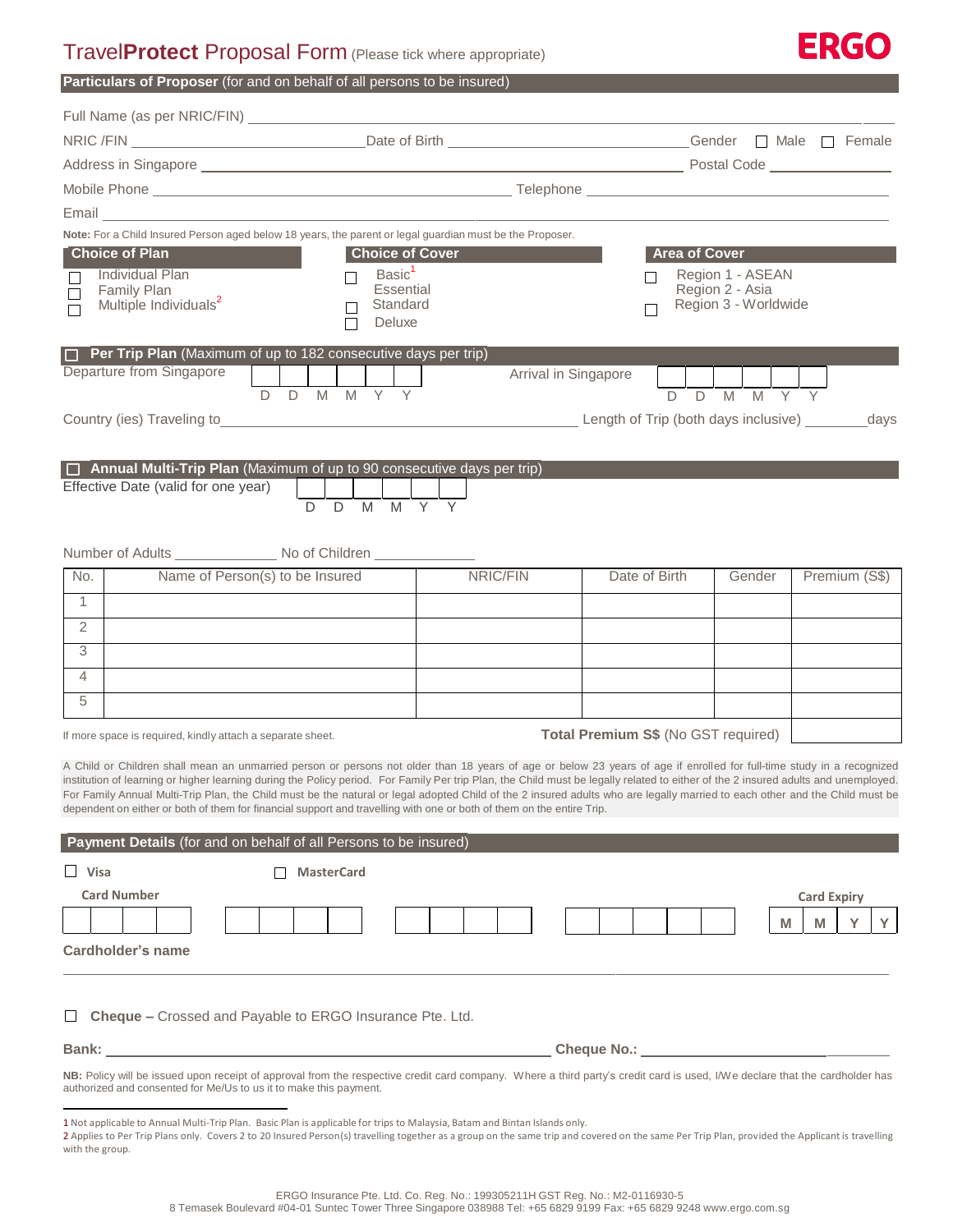# TravelProtect Proposal Form (Please tick where appropriate)

ERGO

## Particulars of Proposer (for and on behalf of all persons to be insured)

Full Name (as per NRIC/FIN) ______________________________

NRIC /FIN ____________________ Date of Birth ____________________ Gender ☐ Male ☐ Female

Address in Singapore ______________________________ Postal Code ____________

Mobile Phone ____________________ Telephone ____________________

Email ______________________________

**Note:** For a Child Insured Person aged below 18 years, the parent or legal guardian must be the Proposer.

| Choice of Plan | Choice of Cover | Area of Cover |
|---|---|---|
| ☐ Individual Plan | ☐ Basic[1] | ☐ Region 1 - ASEAN |
| ☐ Family Plan | ☐ Essential | ☐ Region 2 - Asia |
| ☐ Multiple Individuals[2] | ☐ Standard | ☐ Region 3 - Worldwide |
| | ☐ Deluxe | |

### ☐ Per Trip Plan (Maximum of up to 182 consecutive days per trip)

Departure from Singapore ☐☐☐☐☐☐ (D D M M Y Y)    Arrival in Singapore ☐☐☐☐☐☐ (D D M M Y Y)

Country (ies) Traveling to ______________________________ Length of Trip (both days inclusive) ________ days

### ☐ Annual Multi-Trip Plan (Maximum of up to 90 consecutive days per trip)

Effective Date (valid for one year) ☐☐☐☐☐☐ (D D M M Y Y)

Number of Adults ____________ No of Children ____________

| No. | Name of Person(s) to be Insured | NRIC/FIN | Date of Birth | Gender | Premium (S$) |
|---|---|---|---|---|---|
| 1 | | | | | |
| 2 | | | | | |
| 3 | | | | | |
| 4 | | | | | |
| 5 | | | | | |

If more space is required, kindly attach a separate sheet.    **Total Premium S$** (No GST required) ____________

A Child or Children shall mean an unmarried person or persons not older than 18 years of age or below 23 years of age if enrolled for full-time study in a recognized institution of learning or higher learning during the Policy period. For Family Per trip Plan, the Child must be legally related to either of the 2 insured adults and unemployed. For Family Annual Multi-Trip Plan, the Child must be the natural or legal adopted Child of the 2 insured adults who are legally married to each other and the Child must be dependent on either or both of them for financial support and travelling with one or both of them on the entire Trip.

## Payment Details (for and on behalf of all Persons to be insured)

☐ **Visa**    ☐ **MasterCard**

**Card Number** ☐☐☐☐ ☐☐☐☐ ☐☐☐☐ ☐☐☐☐    **Card Expiry** M M Y Y

**Cardholder's name** ______________________________

☐ **Cheque –** Crossed and Payable to ERGO Insurance Pte. Ltd.

**Bank:** ______________________________ **Cheque No.:** ____________________

**NB:** Policy will be issued upon receipt of approval from the respective credit card company. Where a third party's credit card is used, I/We declare that the cardholder has authorized and consented for Me/Us to us it to make this payment.

---

1 Not applicable to Annual Multi-Trip Plan. Basic Plan is applicable for trips to Malaysia, Batam and Bintan Islands only.

2 Applies to Per Trip Plans only. Covers 2 to 20 Insured Person(s) travelling together as a group on the same trip and covered on the same Per Trip Plan, provided the Applicant is travelling with the group.

ERGO Insurance Pte. Ltd. Co. Reg. No.: 199305211H GST Reg. No.: M2-0116930-5
8 Temasek Boulevard #04-01 Suntec Tower Three Singapore 038988 Tel: +65 6829 9199 Fax: +65 6829 9248 www.ergo.com.sg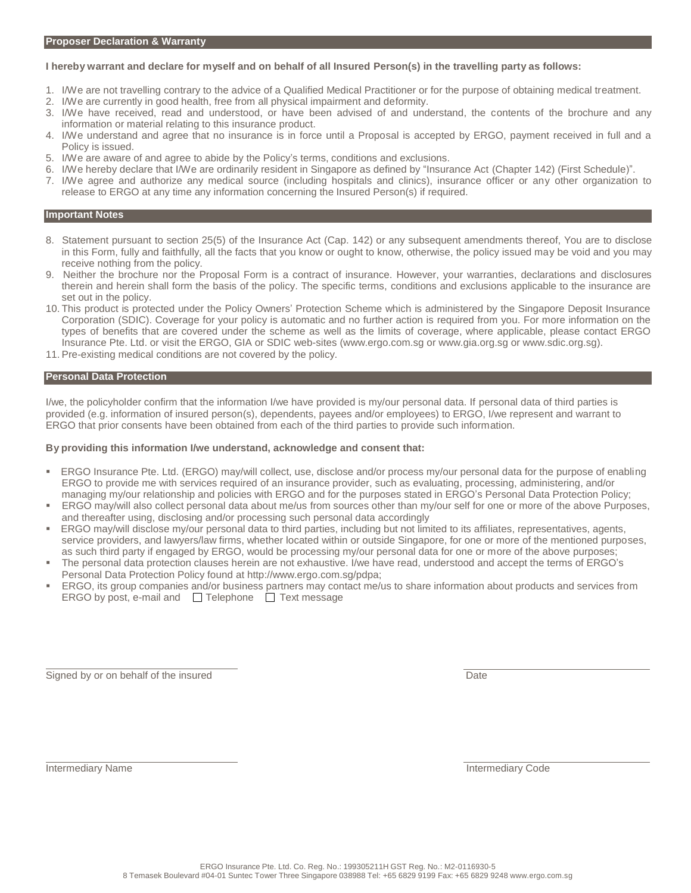## Proposer Declaration & Warranty

**I hereby warrant and declare for myself and on behalf of all Insured Person(s) in the travelling party as follows:**

1. I/We are not travelling contrary to the advice of a Qualified Medical Practitioner or for the purpose of obtaining medical treatment.
2. I/We are currently in good health, free from all physical impairment and deformity.
3. I/We have received, read and understood, or have been advised of and understand, the contents of the brochure and any information or material relating to this insurance product.
4. I/We understand and agree that no insurance is in force until a Proposal is accepted by ERGO, payment received in full and a Policy is issued.
5. I/We are aware of and agree to abide by the Policy's terms, conditions and exclusions.
6. I/We hereby declare that I/We are ordinarily resident in Singapore as defined by "Insurance Act (Chapter 142) (First Schedule)".
7. I/We agree and authorize any medical source (including hospitals and clinics), insurance officer or any other organization to release to ERGO at any time any information concerning the Insured Person(s) if required.

## Important Notes

8. Statement pursuant to section 25(5) of the Insurance Act (Cap. 142) or any subsequent amendments thereof, You are to disclose in this Form, fully and faithfully, all the facts that you know or ought to know, otherwise, the policy issued may be void and you may receive nothing from the policy.
9. Neither the brochure nor the Proposal Form is a contract of insurance. However, your warranties, declarations and disclosures therein and herein shall form the basis of the policy. The specific terms, conditions and exclusions applicable to the insurance are set out in the policy.
10. This product is protected under the Policy Owners' Protection Scheme which is administered by the Singapore Deposit Insurance Corporation (SDIC). Coverage for your policy is automatic and no further action is required from you. For more information on the types of benefits that are covered under the scheme as well as the limits of coverage, where applicable, please contact ERGO Insurance Pte. Ltd. or visit the ERGO, GIA or SDIC web-sites (www.ergo.com.sg or www.gia.org.sg or www.sdic.org.sg).
11. Pre-existing medical conditions are not covered by the policy.

## Personal Data Protection

I/we, the policyholder confirm that the information I/we have provided is my/our personal data. If personal data of third parties is provided (e.g. information of insured person(s), dependents, payees and/or employees) to ERGO, I/we represent and warrant to ERGO that prior consents have been obtained from each of the third parties to provide such information.

**By providing this information I/we understand, acknowledge and consent that:**

- ERGO Insurance Pte. Ltd. (ERGO) may/will collect, use, disclose and/or process my/our personal data for the purpose of enabling ERGO to provide me with services required of an insurance provider, such as evaluating, processing, administering, and/or managing my/our relationship and policies with ERGO and for the purposes stated in ERGO's Personal Data Protection Policy;
- ERGO may/will also collect personal data about me/us from sources other than my/our self for one or more of the above Purposes, and thereafter using, disclosing and/or processing such personal data accordingly
- ERGO may/will disclose my/our personal data to third parties, including but not limited to its affiliates, representatives, agents, service providers, and lawyers/law firms, whether located within or outside Singapore, for one or more of the mentioned purposes, as such third party if engaged by ERGO, would be processing my/our personal data for one or more of the above purposes;
- The personal data protection clauses herein are not exhaustive. I/we have read, understood and accept the terms of ERGO's Personal Data Protection Policy found at http://www.ergo.com.sg/pdpa;
- ERGO, its group companies and/or business partners may contact me/us to share information about products and services from ERGO by post, e-mail and ☐ Telephone ☐ Text message

\_\_\_\_\_\_\_\_\_\_\_\_\_\_\_\_\_\_\_\_\_\_\_\_\_\_\_\_\_\_
Signed by or on behalf of the insured

\_\_\_\_\_\_\_\_\_\_\_\_\_\_\_\_\_\_\_\_\_\_\_\_\_\_\_\_\_\_
Date

\_\_\_\_\_\_\_\_\_\_\_\_\_\_\_\_\_\_\_\_\_\_\_\_\_\_\_\_\_\_
Intermediary Name

\_\_\_\_\_\_\_\_\_\_\_\_\_\_\_\_\_\_\_\_\_\_\_\_\_\_\_\_\_\_
Intermediary Code

ERGO Insurance Pte. Ltd. Co. Reg. No.: 199305211H GST Reg. No.: M2-0116930-5
8 Temasek Boulevard #04-01 Suntec Tower Three Singapore 038988 Tel: +65 6829 9199 Fax: +65 6829 9248 www.ergo.com.sg